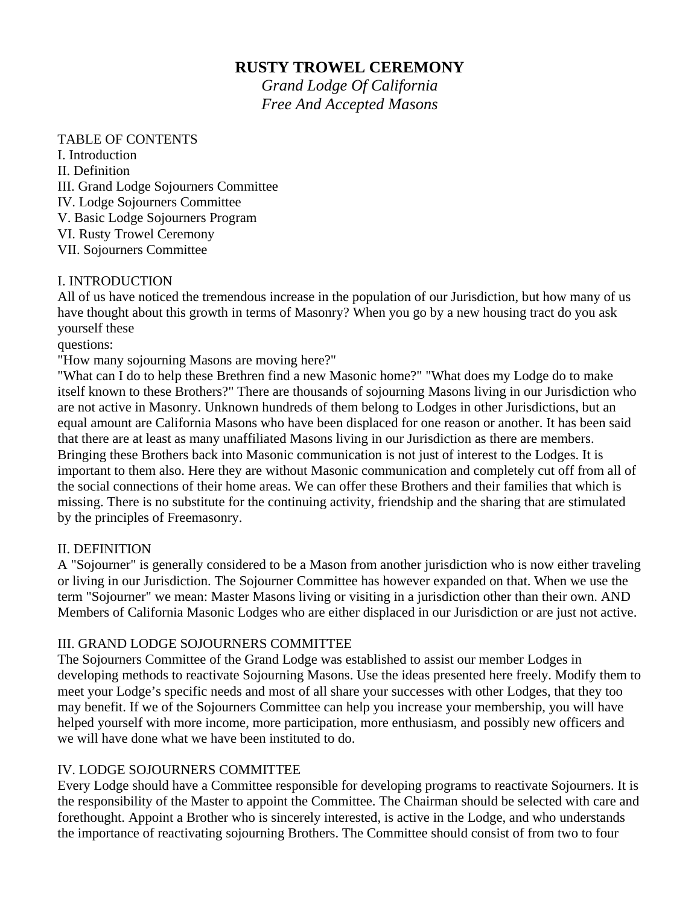# RUSTY TROWEL CEREMONY

*Grand Lodge Of California*
*Free And Accepted Masons*

TABLE OF CONTENTS

I. Introduction
II. Definition
III. Grand Lodge Sojourners Committee
IV. Lodge Sojourners Committee
V. Basic Lodge Sojourners Program
VI. Rusty Trowel Ceremony
VII. Sojourners Committee

## I. INTRODUCTION

All of us have noticed the tremendous increase in the population of our Jurisdiction, but how many of us have thought about this growth in terms of Masonry? When you go by a new housing tract do you ask yourself these
questions:
"How many sojourning Masons are moving here?"
"What can I do to help these Brethren find a new Masonic home?" "What does my Lodge do to make itself known to these Brothers?" There are thousands of sojourning Masons living in our Jurisdiction who are not active in Masonry. Unknown hundreds of them belong to Lodges in other Jurisdictions, but an equal amount are California Masons who have been displaced for one reason or another. It has been said that there are at least as many unaffiliated Masons living in our Jurisdiction as there are members. Bringing these Brothers back into Masonic communication is not just of interest to the Lodges. It is important to them also. Here they are without Masonic communication and completely cut off from all of the social connections of their home areas. We can offer these Brothers and their families that which is missing. There is no substitute for the continuing activity, friendship and the sharing that are stimulated by the principles of Freemasonry.

## II. DEFINITION

A "Sojourner" is generally considered to be a Mason from another jurisdiction who is now either traveling or living in our Jurisdiction. The Sojourner Committee has however expanded on that. When we use the term "Sojourner" we mean: Master Masons living or visiting in a jurisdiction other than their own. AND Members of California Masonic Lodges who are either displaced in our Jurisdiction or are just not active.

## III. GRAND LODGE SOJOURNERS COMMITTEE

The Sojourners Committee of the Grand Lodge was established to assist our member Lodges in developing methods to reactivate Sojourning Masons. Use the ideas presented here freely. Modify them to meet your Lodge's specific needs and most of all share your successes with other Lodges, that they too may benefit. If we of the Sojourners Committee can help you increase your membership, you will have helped yourself with more income, more participation, more enthusiasm, and possibly new officers and we will have done what we have been instituted to do.

## IV. LODGE SOJOURNERS COMMITTEE

Every Lodge should have a Committee responsible for developing programs to reactivate Sojourners. It is the responsibility of the Master to appoint the Committee. The Chairman should be selected with care and forethought. Appoint a Brother who is sincerely interested, is active in the Lodge, and who understands the importance of reactivating sojourning Brothers. The Committee should consist of from two to four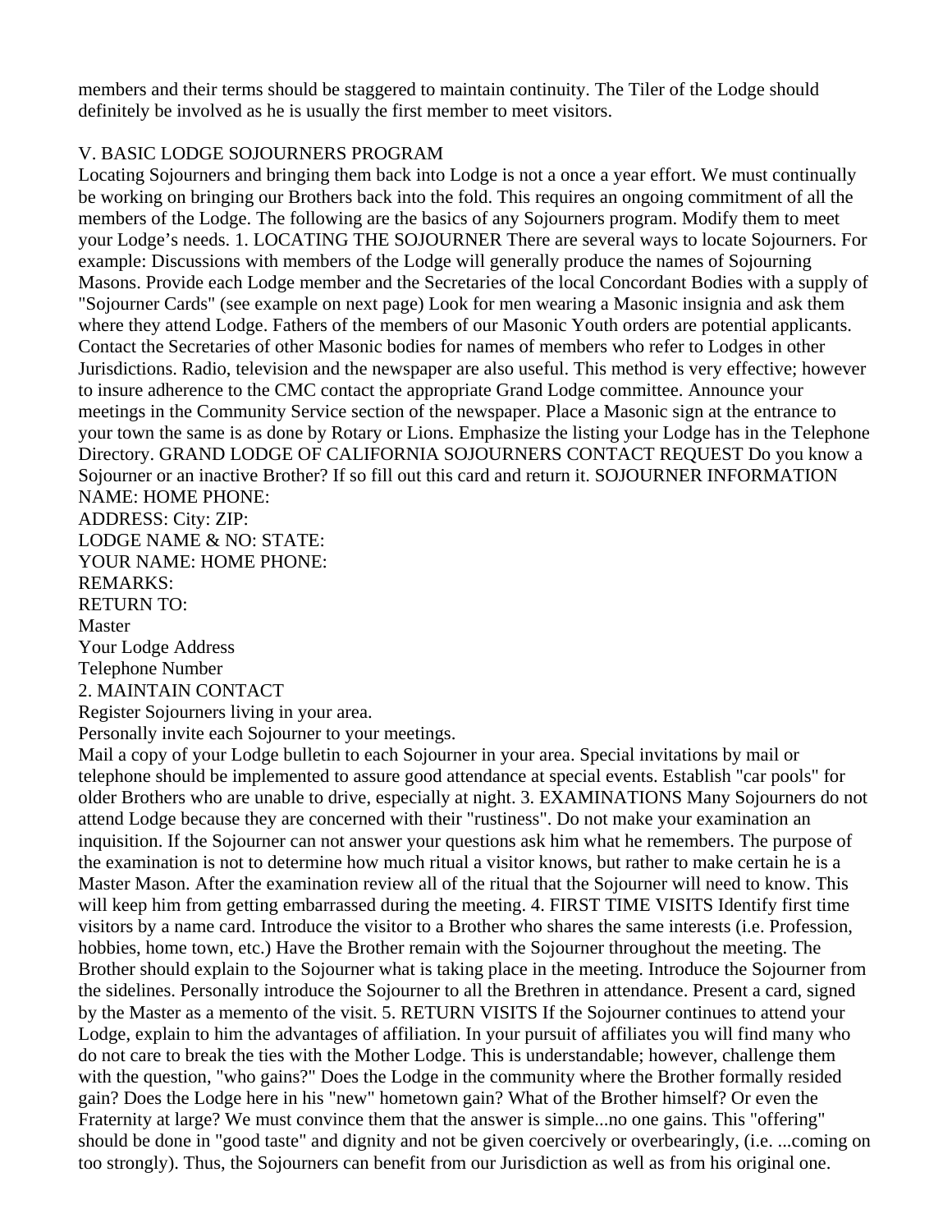members and their terms should be staggered to maintain continuity. The Tiler of the Lodge should definitely be involved as he is usually the first member to meet visitors.

## V. BASIC LODGE SOJOURNERS PROGRAM

Locating Sojourners and bringing them back into Lodge is not a once a year effort. We must continually be working on bringing our Brothers back into the fold. This requires an ongoing commitment of all the members of the Lodge. The following are the basics of any Sojourners program. Modify them to meet your Lodge's needs. 1. LOCATING THE SOJOURNER There are several ways to locate Sojourners. For example: Discussions with members of the Lodge will generally produce the names of Sojourning Masons. Provide each Lodge member and the Secretaries of the local Concordant Bodies with a supply of "Sojourner Cards" (see example on next page) Look for men wearing a Masonic insignia and ask them where they attend Lodge. Fathers of the members of our Masonic Youth orders are potential applicants. Contact the Secretaries of other Masonic bodies for names of members who refer to Lodges in other Jurisdictions. Radio, television and the newspaper are also useful. This method is very effective; however to insure adherence to the CMC contact the appropriate Grand Lodge committee. Announce your meetings in the Community Service section of the newspaper. Place a Masonic sign at the entrance to your town the same is as done by Rotary or Lions. Emphasize the listing your Lodge has in the Telephone Directory. GRAND LODGE OF CALIFORNIA SOJOURNERS CONTACT REQUEST Do you know a Sojourner or an inactive Brother? If so fill out this card and return it. SOJOURNER INFORMATION

NAME: HOME PHONE:  
ADDRESS: City: ZIP:  
LODGE NAME & NO: STATE:  
YOUR NAME: HOME PHONE:  
REMARKS:  
RETURN TO:  
Master  
Your Lodge Address  
Telephone Number

2. MAINTAIN CONTACT

Register Sojourners living in your area.

Personally invite each Sojourner to your meetings.

Mail a copy of your Lodge bulletin to each Sojourner in your area. Special invitations by mail or telephone should be implemented to assure good attendance at special events. Establish "car pools" for older Brothers who are unable to drive, especially at night. 3. EXAMINATIONS Many Sojourners do not attend Lodge because they are concerned with their "rustiness". Do not make your examination an inquisition. If the Sojourner can not answer your questions ask him what he remembers. The purpose of the examination is not to determine how much ritual a visitor knows, but rather to make certain he is a Master Mason. After the examination review all of the ritual that the Sojourner will need to know. This will keep him from getting embarrassed during the meeting. 4. FIRST TIME VISITS Identify first time visitors by a name card. Introduce the visitor to a Brother who shares the same interests (i.e. Profession, hobbies, home town, etc.) Have the Brother remain with the Sojourner throughout the meeting. The Brother should explain to the Sojourner what is taking place in the meeting. Introduce the Sojourner from the sidelines. Personally introduce the Sojourner to all the Brethren in attendance. Present a card, signed by the Master as a memento of the visit. 5. RETURN VISITS If the Sojourner continues to attend your Lodge, explain to him the advantages of affiliation. In your pursuit of affiliates you will find many who do not care to break the ties with the Mother Lodge. This is understandable; however, challenge them with the question, "who gains?" Does the Lodge in the community where the Brother formally resided gain? Does the Lodge here in his "new" hometown gain? What of the Brother himself? Or even the Fraternity at large? We must convince them that the answer is simple...no one gains. This "offering" should be done in "good taste" and dignity and not be given coercively or overbearingly, (i.e. ...coming on too strongly). Thus, the Sojourners can benefit from our Jurisdiction as well as from his original one.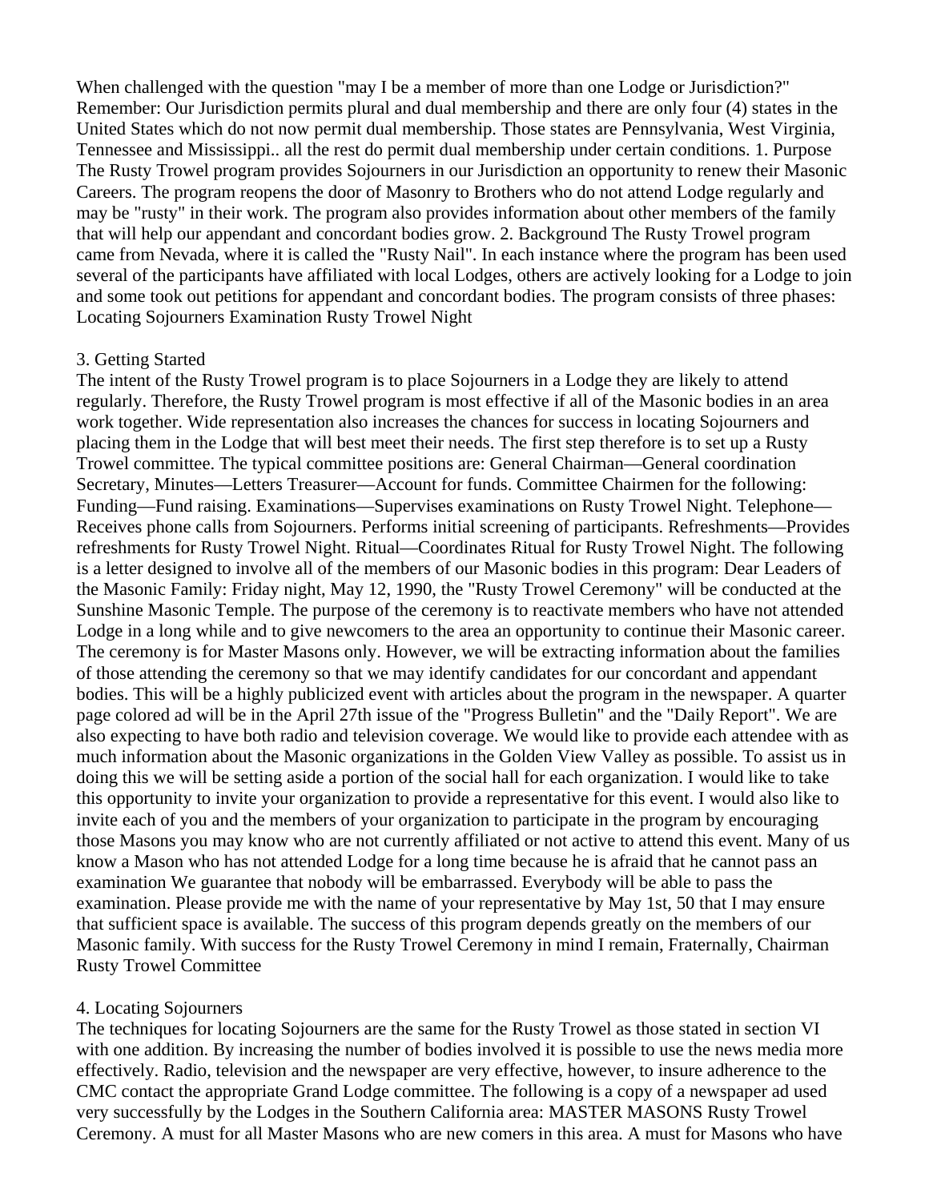When challenged with the question "may I be a member of more than one Lodge or Jurisdiction?" Remember: Our Jurisdiction permits plural and dual membership and there are only four (4) states in the United States which do not now permit dual membership. Those states are Pennsylvania, West Virginia, Tennessee and Mississippi.. all the rest do permit dual membership under certain conditions. 1. Purpose The Rusty Trowel program provides Sojourners in our Jurisdiction an opportunity to renew their Masonic Careers. The program reopens the door of Masonry to Brothers who do not attend Lodge regularly and may be "rusty" in their work. The program also provides information about other members of the family that will help our appendant and concordant bodies grow. 2. Background The Rusty Trowel program came from Nevada, where it is called the "Rusty Nail". In each instance where the program has been used several of the participants have affiliated with local Lodges, others are actively looking for a Lodge to join and some took out petitions for appendant and concordant bodies. The program consists of three phases: Locating Sojourners Examination Rusty Trowel Night

3. Getting Started
The intent of the Rusty Trowel program is to place Sojourners in a Lodge they are likely to attend regularly. Therefore, the Rusty Trowel program is most effective if all of the Masonic bodies in an area work together. Wide representation also increases the chances for success in locating Sojourners and placing them in the Lodge that will best meet their needs. The first step therefore is to set up a Rusty Trowel committee. The typical committee positions are: General Chairman—General coordination Secretary, Minutes—Letters Treasurer—Account for funds. Committee Chairmen for the following: Funding—Fund raising. Examinations—Supervises examinations on Rusty Trowel Night. Telephone—Receives phone calls from Sojourners. Performs initial screening of participants. Refreshments—Provides refreshments for Rusty Trowel Night. Ritual—Coordinates Ritual for Rusty Trowel Night. The following is a letter designed to involve all of the members of our Masonic bodies in this program: Dear Leaders of the Masonic Family: Friday night, May 12, 1990, the "Rusty Trowel Ceremony" will be conducted at the Sunshine Masonic Temple. The purpose of the ceremony is to reactivate members who have not attended Lodge in a long while and to give newcomers to the area an opportunity to continue their Masonic career. The ceremony is for Master Masons only. However, we will be extracting information about the families of those attending the ceremony so that we may identify candidates for our concordant and appendant bodies. This will be a highly publicized event with articles about the program in the newspaper. A quarter page colored ad will be in the April 27th issue of the "Progress Bulletin" and the "Daily Report". We are also expecting to have both radio and television coverage. We would like to provide each attendee with as much information about the Masonic organizations in the Golden View Valley as possible. To assist us in doing this we will be setting aside a portion of the social hall for each organization. I would like to take this opportunity to invite your organization to provide a representative for this event. I would also like to invite each of you and the members of your organization to participate in the program by encouraging those Masons you may know who are not currently affiliated or not active to attend this event. Many of us know a Mason who has not attended Lodge for a long time because he is afraid that he cannot pass an examination We guarantee that nobody will be embarrassed. Everybody will be able to pass the examination. Please provide me with the name of your representative by May 1st, 50 that I may ensure that sufficient space is available. The success of this program depends greatly on the members of our Masonic family. With success for the Rusty Trowel Ceremony in mind I remain, Fraternally, Chairman Rusty Trowel Committee

4. Locating Sojourners
The techniques for locating Sojourners are the same for the Rusty Trowel as those stated in section VI with one addition. By increasing the number of bodies involved it is possible to use the news media more effectively. Radio, television and the newspaper are very effective, however, to insure adherence to the CMC contact the appropriate Grand Lodge committee. The following is a copy of a newspaper ad used very successfully by the Lodges in the Southern California area: MASTER MASONS Rusty Trowel Ceremony. A must for all Master Masons who are new comers in this area. A must for Masons who have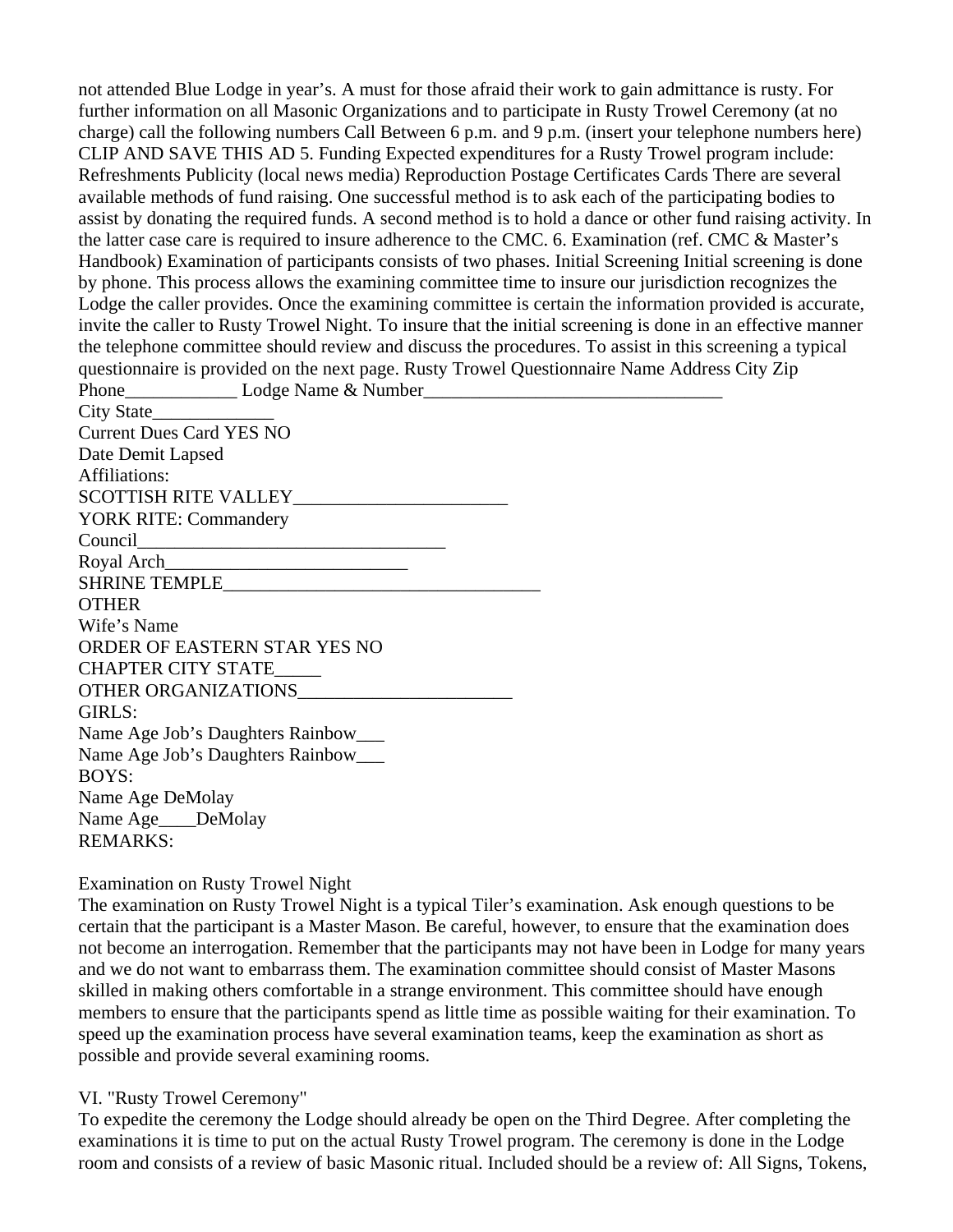not attended Blue Lodge in year's. A must for those afraid their work to gain admittance is rusty. For further information on all Masonic Organizations and to participate in Rusty Trowel Ceremony (at no charge) call the following numbers Call Between 6 p.m. and 9 p.m. (insert your telephone numbers here) CLIP AND SAVE THIS AD 5. Funding Expected expenditures for a Rusty Trowel program include: Refreshments Publicity (local news media) Reproduction Postage Certificates Cards There are several available methods of fund raising. One successful method is to ask each of the participating bodies to assist by donating the required funds. A second method is to hold a dance or other fund raising activity. In the latter case care is required to insure adherence to the CMC. 6. Examination (ref. CMC & Master's Handbook) Examination of participants consists of two phases. Initial Screening Initial screening is done by phone. This process allows the examining committee time to insure our jurisdiction recognizes the Lodge the caller provides. Once the examining committee is certain the information provided is accurate, invite the caller to Rusty Trowel Night. To insure that the initial screening is done in an effective manner the telephone committee should review and discuss the procedures. To assist in this screening a typical questionnaire is provided on the next page. Rusty Trowel Questionnaire Name Address City Zip Phone____________ Lodge Name & Number________________________________

City State_____________

Current Dues Card YES NO

Date Demit Lapsed

Affiliations:

SCOTTISH RITE VALLEY_______________________

YORK RITE: Commandery

Council_________________________________

Royal Arch__________________________

SHRINE TEMPLE__________________________________

OTHER

Wife's Name

ORDER OF EASTERN STAR YES NO

CHAPTER CITY STATE_____

OTHER ORGANIZATIONS_______________________

GIRLS:

Name Age Job's Daughters Rainbow___

Name Age Job's Daughters Rainbow___

BOYS:

Name Age DeMolay

Name Age____DeMolay

REMARKS:

Examination on Rusty Trowel Night

The examination on Rusty Trowel Night is a typical Tiler's examination. Ask enough questions to be certain that the participant is a Master Mason. Be careful, however, to ensure that the examination does not become an interrogation. Remember that the participants may not have been in Lodge for many years and we do not want to embarrass them. The examination committee should consist of Master Masons skilled in making others comfortable in a strange environment. This committee should have enough members to ensure that the participants spend as little time as possible waiting for their examination. To speed up the examination process have several examination teams, keep the examination as short as possible and provide several examining rooms.

VI. "Rusty Trowel Ceremony"

To expedite the ceremony the Lodge should already be open on the Third Degree. After completing the examinations it is time to put on the actual Rusty Trowel program. The ceremony is done in the Lodge room and consists of a review of basic Masonic ritual. Included should be a review of: All Signs, Tokens,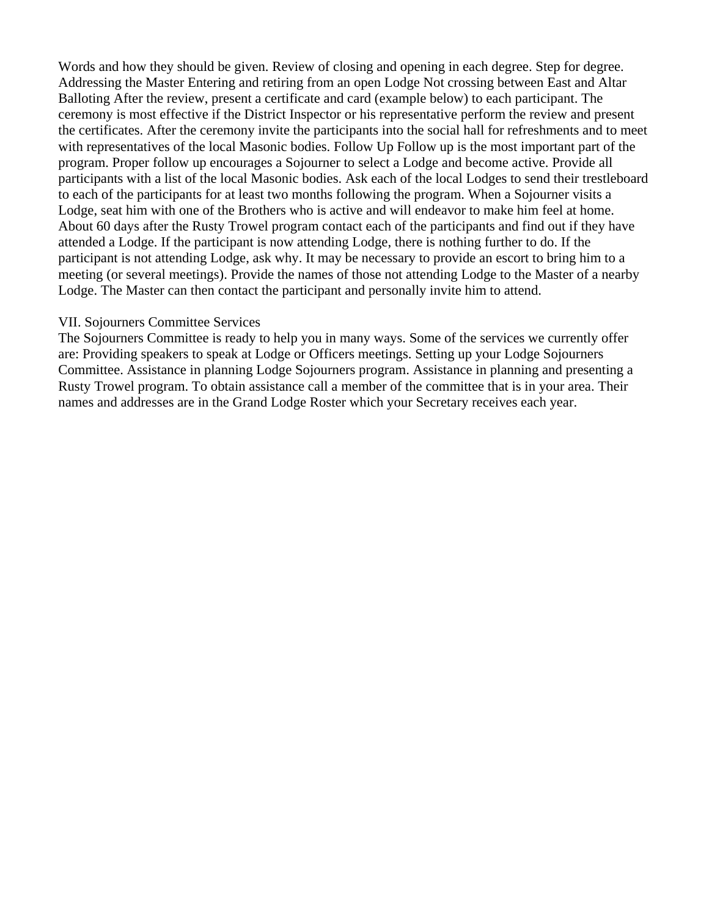Words and how they should be given. Review of closing and opening in each degree. Step for degree. Addressing the Master Entering and retiring from an open Lodge Not crossing between East and Altar Balloting After the review, present a certificate and card (example below) to each participant. The ceremony is most effective if the District Inspector or his representative perform the review and present the certificates. After the ceremony invite the participants into the social hall for refreshments and to meet with representatives of the local Masonic bodies. Follow Up Follow up is the most important part of the program. Proper follow up encourages a Sojourner to select a Lodge and become active. Provide all participants with a list of the local Masonic bodies. Ask each of the local Lodges to send their trestleboard to each of the participants for at least two months following the program. When a Sojourner visits a Lodge, seat him with one of the Brothers who is active and will endeavor to make him feel at home. About 60 days after the Rusty Trowel program contact each of the participants and find out if they have attended a Lodge. If the participant is now attending Lodge, there is nothing further to do. If the participant is not attending Lodge, ask why. It may be necessary to provide an escort to bring him to a meeting (or several meetings). Provide the names of those not attending Lodge to the Master of a nearby Lodge. The Master can then contact the participant and personally invite him to attend.

VII. Sojourners Committee Services

The Sojourners Committee is ready to help you in many ways. Some of the services we currently offer are: Providing speakers to speak at Lodge or Officers meetings. Setting up your Lodge Sojourners Committee. Assistance in planning Lodge Sojourners program. Assistance in planning and presenting a Rusty Trowel program. To obtain assistance call a member of the committee that is in your area. Their names and addresses are in the Grand Lodge Roster which your Secretary receives each year.